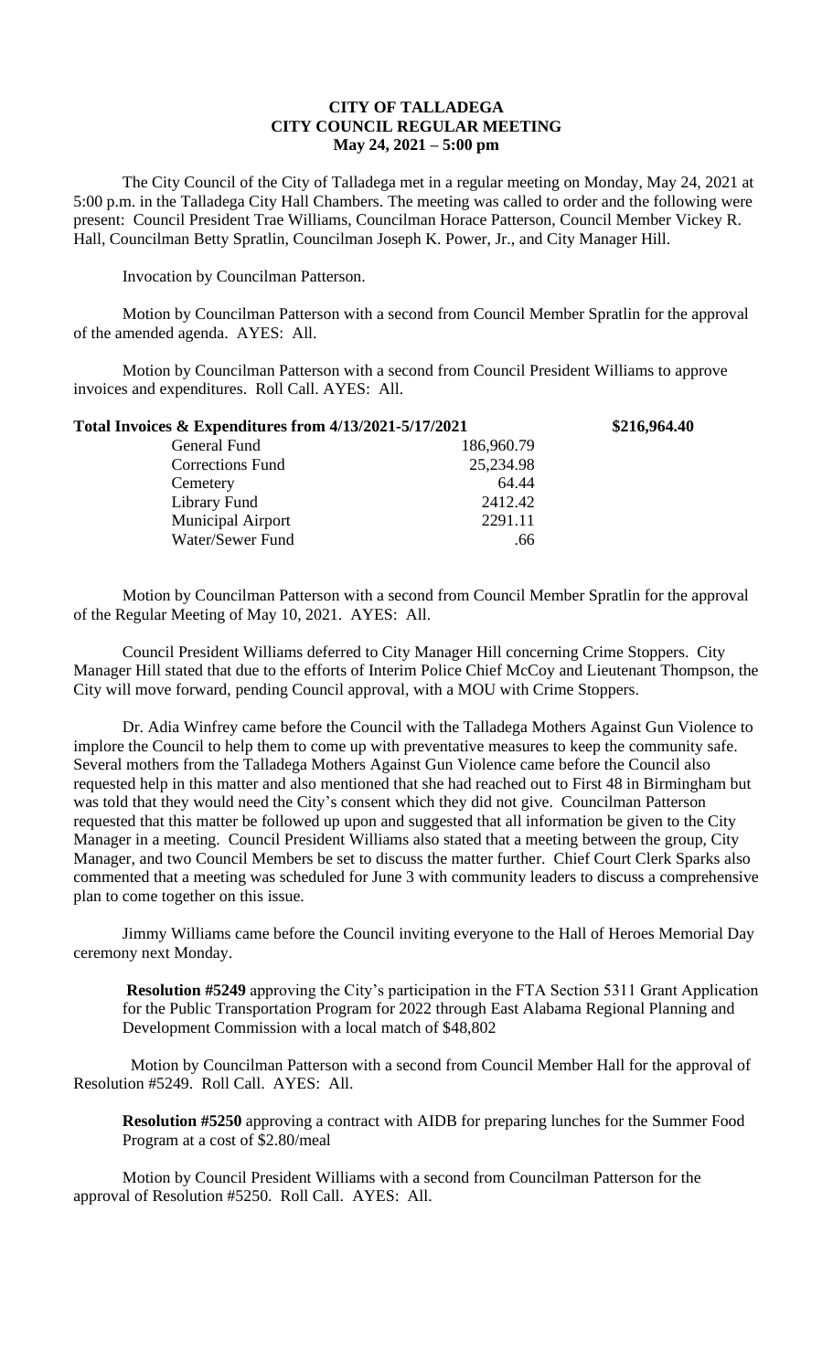# CITY OF TALLADEGA
## CITY COUNCIL REGULAR MEETING
### May 24, 2021 – 5:00 pm

The City Council of the City of Talladega met in a regular meeting on Monday, May 24, 2021 at 5:00 p.m. in the Talladega City Hall Chambers. The meeting was called to order and the following were present: Council President Trae Williams, Councilman Horace Patterson, Council Member Vickey R. Hall, Councilman Betty Spratlin, Councilman Joseph K. Power, Jr., and City Manager Hill.

Invocation by Councilman Patterson.

Motion by Councilman Patterson with a second from Council Member Spratlin for the approval of the amended agenda. AYES: All.

Motion by Councilman Patterson with a second from Council President Williams to approve invoices and expenditures. Roll Call. AYES: All.

| **Total Invoices & Expenditures from 4/13/2021-5/17/2021** | | **\$216,964.40** |
|---|---|---|
| General Fund | 186,960.79 | |
| Corrections Fund | 25,234.98 | |
| Cemetery | 64.44 | |
| Library Fund | 2412.42 | |
| Municipal Airport | 2291.11 | |
| Water/Sewer Fund | .66 | |

Motion by Councilman Patterson with a second from Council Member Spratlin for the approval of the Regular Meeting of May 10, 2021. AYES: All.

Council President Williams deferred to City Manager Hill concerning Crime Stoppers. City Manager Hill stated that due to the efforts of Interim Police Chief McCoy and Lieutenant Thompson, the City will move forward, pending Council approval, with a MOU with Crime Stoppers.

Dr. Adia Winfrey came before the Council with the Talladega Mothers Against Gun Violence to implore the Council to help them to come up with preventative measures to keep the community safe. Several mothers from the Talladega Mothers Against Gun Violence came before the Council also requested help in this matter and also mentioned that she had reached out to First 48 in Birmingham but was told that they would need the City's consent which they did not give. Councilman Patterson requested that this matter be followed up upon and suggested that all information be given to the City Manager in a meeting. Council President Williams also stated that a meeting between the group, City Manager, and two Council Members be set to discuss the matter further. Chief Court Clerk Sparks also commented that a meeting was scheduled for June 3 with community leaders to discuss a comprehensive plan to come together on this issue.

Jimmy Williams came before the Council inviting everyone to the Hall of Heroes Memorial Day ceremony next Monday.

**Resolution #5249** approving the City's participation in the FTA Section 5311 Grant Application for the Public Transportation Program for 2022 through East Alabama Regional Planning and Development Commission with a local match of \$48,802

Motion by Councilman Patterson with a second from Council Member Hall for the approval of Resolution #5249. Roll Call. AYES: All.

**Resolution #5250** approving a contract with AIDB for preparing lunches for the Summer Food Program at a cost of \$2.80/meal

Motion by Council President Williams with a second from Councilman Patterson for the approval of Resolution #5250. Roll Call. AYES: All.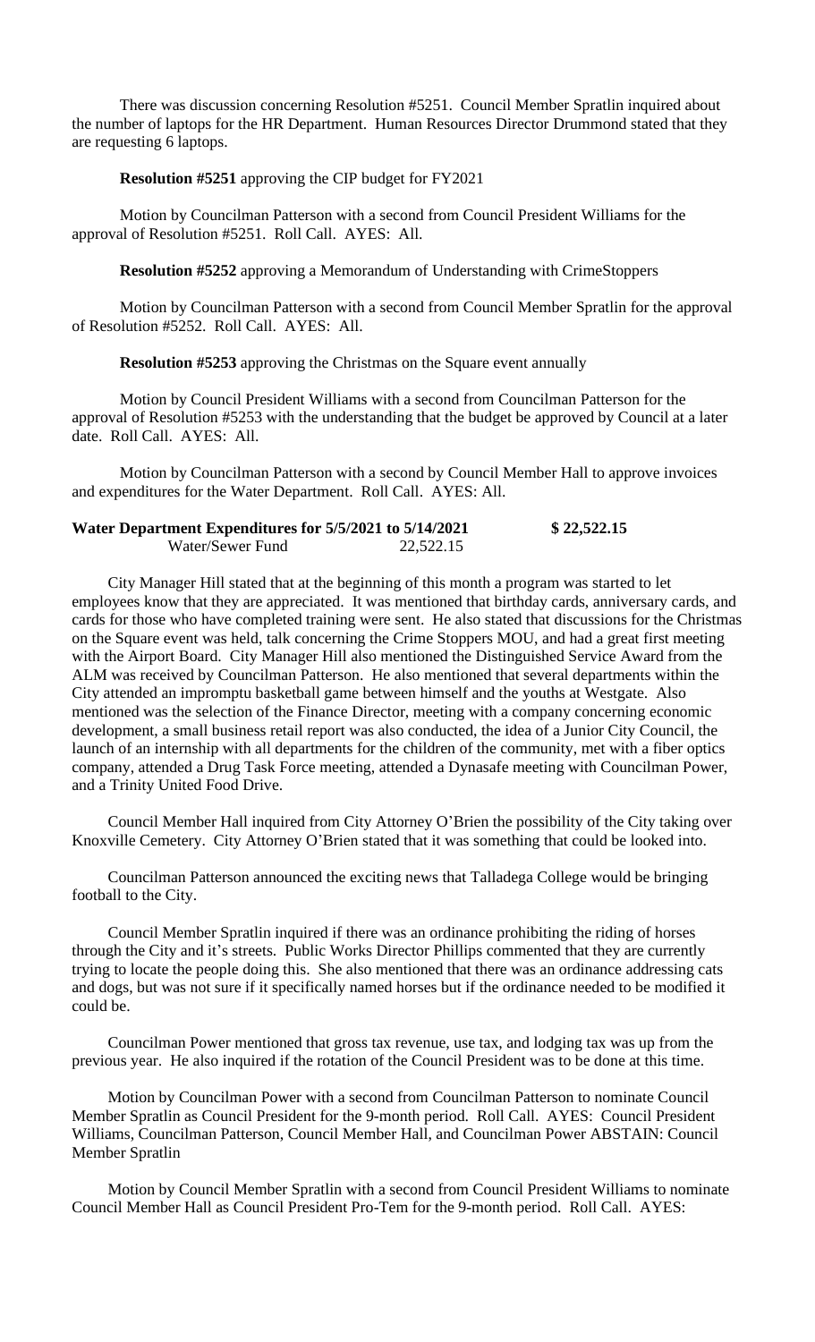There was discussion concerning Resolution #5251. Council Member Spratlin inquired about the number of laptops for the HR Department. Human Resources Director Drummond stated that they are requesting 6 laptops.

**Resolution #5251** approving the CIP budget for FY2021

Motion by Councilman Patterson with a second from Council President Williams for the approval of Resolution #5251. Roll Call. AYES: All.

**Resolution #5252** approving a Memorandum of Understanding with CrimeStoppers

Motion by Councilman Patterson with a second from Council Member Spratlin for the approval of Resolution #5252. Roll Call. AYES: All.

**Resolution #5253** approving the Christmas on the Square event annually

Motion by Council President Williams with a second from Councilman Patterson for the approval of Resolution #5253 with the understanding that the budget be approved by Council at a later date. Roll Call. AYES: All.

Motion by Councilman Patterson with a second by Council Member Hall to approve invoices and expenditures for the Water Department. Roll Call. AYES: All.

| **Water Department Expenditures for 5/5/2021 to 5/14/2021** | | **$ 22,522.15** |
|---|---|---|
| Water/Sewer Fund | 22,522.15 | |

City Manager Hill stated that at the beginning of this month a program was started to let employees know that they are appreciated. It was mentioned that birthday cards, anniversary cards, and cards for those who have completed training were sent. He also stated that discussions for the Christmas on the Square event was held, talk concerning the Crime Stoppers MOU, and had a great first meeting with the Airport Board. City Manager Hill also mentioned the Distinguished Service Award from the ALM was received by Councilman Patterson. He also mentioned that several departments within the City attended an impromptu basketball game between himself and the youths at Westgate. Also mentioned was the selection of the Finance Director, meeting with a company concerning economic development, a small business retail report was also conducted, the idea of a Junior City Council, the launch of an internship with all departments for the children of the community, met with a fiber optics company, attended a Drug Task Force meeting, attended a Dynasafe meeting with Councilman Power, and a Trinity United Food Drive.

Council Member Hall inquired from City Attorney O'Brien the possibility of the City taking over Knoxville Cemetery. City Attorney O'Brien stated that it was something that could be looked into.

Councilman Patterson announced the exciting news that Talladega College would be bringing football to the City.

Council Member Spratlin inquired if there was an ordinance prohibiting the riding of horses through the City and it's streets. Public Works Director Phillips commented that they are currently trying to locate the people doing this. She also mentioned that there was an ordinance addressing cats and dogs, but was not sure if it specifically named horses but if the ordinance needed to be modified it could be.

Councilman Power mentioned that gross tax revenue, use tax, and lodging tax was up from the previous year. He also inquired if the rotation of the Council President was to be done at this time.

Motion by Councilman Power with a second from Councilman Patterson to nominate Council Member Spratlin as Council President for the 9-month period. Roll Call. AYES: Council President Williams, Councilman Patterson, Council Member Hall, and Councilman Power ABSTAIN: Council Member Spratlin

Motion by Council Member Spratlin with a second from Council President Williams to nominate Council Member Hall as Council President Pro-Tem for the 9-month period. Roll Call. AYES: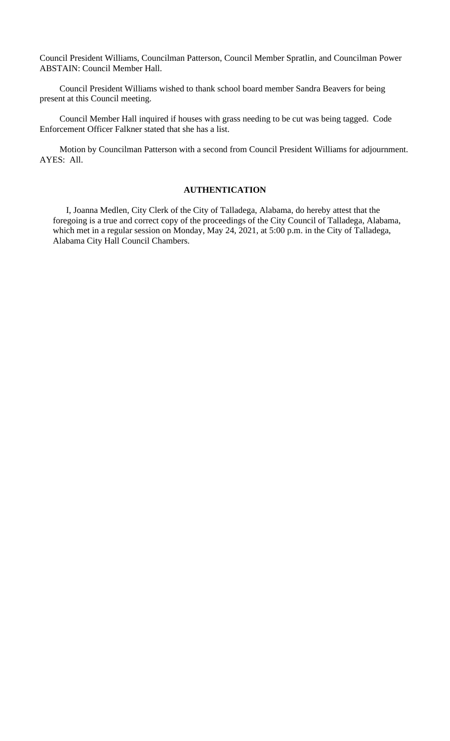Council President Williams, Councilman Patterson, Council Member Spratlin, and Councilman Power ABSTAIN: Council Member Hall.

Council President Williams wished to thank school board member Sandra Beavers for being present at this Council meeting.

Council Member Hall inquired if houses with grass needing to be cut was being tagged. Code Enforcement Officer Falkner stated that she has a list.

Motion by Councilman Patterson with a second from Council President Williams for adjournment. AYES: All.

**AUTHENTICATION**

I, Joanna Medlen, City Clerk of the City of Talladega, Alabama, do hereby attest that the foregoing is a true and correct copy of the proceedings of the City Council of Talladega, Alabama, which met in a regular session on Monday, May 24, 2021, at 5:00 p.m. in the City of Talladega, Alabama City Hall Council Chambers.